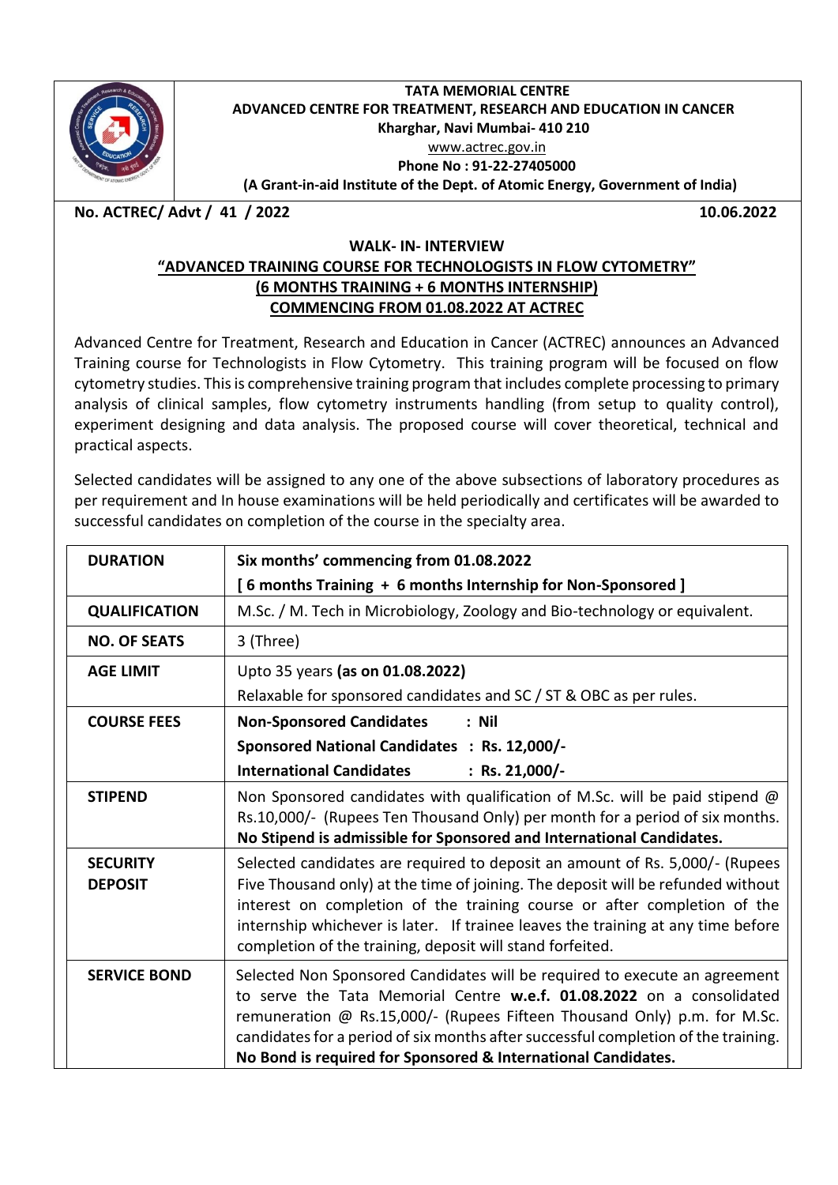**TATA MEMORIAL CENTRE**
**ADVANCED CENTRE FOR TREATMENT, RESEARCH AND EDUCATION IN CANCER**
**Kharghar, Navi Mumbai- 410 210**
www.actrec.gov.in
**Phone No : 91-22-27405000**
**(A Grant-in-aid Institute of the Dept. of Atomic Energy, Government of India)**

**No. ACTREC/ Advt / 41 / 2022** **10.06.2022**

# WALK- IN- INTERVIEW

## "ADVANCED TRAINING COURSE FOR TECHNOLOGISTS IN FLOW CYTOMETRY"
## (6 MONTHS TRAINING + 6 MONTHS INTERNSHIP)
## COMMENCING FROM 01.08.2022 AT ACTREC

Advanced Centre for Treatment, Research and Education in Cancer (ACTREC) announces an Advanced Training course for Technologists in Flow Cytometry. This training program will be focused on flow cytometry studies. This is comprehensive training program that includes complete processing to primary analysis of clinical samples, flow cytometry instruments handling (from setup to quality control), experiment designing and data analysis. The proposed course will cover theoretical, technical and practical aspects.

Selected candidates will be assigned to any one of the above subsections of laboratory procedures as per requirement and In house examinations will be held periodically and certificates will be awarded to successful candidates on completion of the course in the specialty area.

| | |
|---|---|
| **DURATION** | **Six months' commencing from 01.08.2022**<br>**[ 6 months Training + 6 months Internship for Non-Sponsored ]** |
| **QUALIFICATION** | M.Sc. / M. Tech in Microbiology, Zoology and Bio-technology or equivalent. |
| **NO. OF SEATS** | 3 (Three) |
| **AGE LIMIT** | Upto 35 years **(as on 01.08.2022)**<br>Relaxable for sponsored candidates and SC / ST & OBC as per rules. |
| **COURSE FEES** | **Non-Sponsored Candidates : Nil**<br>**Sponsored National Candidates : Rs. 12,000/-**<br>**International Candidates : Rs. 21,000/-** |
| **STIPEND** | Non Sponsored candidates with qualification of M.Sc. will be paid stipend @ Rs.10,000/- (Rupees Ten Thousand Only) per month for a period of six months. **No Stipend is admissible for Sponsored and International Candidates.** |
| **SECURITY DEPOSIT** | Selected candidates are required to deposit an amount of Rs. 5,000/- (Rupees Five Thousand only) at the time of joining. The deposit will be refunded without interest on completion of the training course or after completion of the internship whichever is later. If trainee leaves the training at any time before completion of the training, deposit will stand forfeited. |
| **SERVICE BOND** | Selected Non Sponsored Candidates will be required to execute an agreement to serve the Tata Memorial Centre **w.e.f. 01.08.2022** on a consolidated remuneration @ Rs.15,000/- (Rupees Fifteen Thousand Only) p.m. for M.Sc. candidates for a period of six months after successful completion of the training. **No Bond is required for Sponsored & International Candidates.** |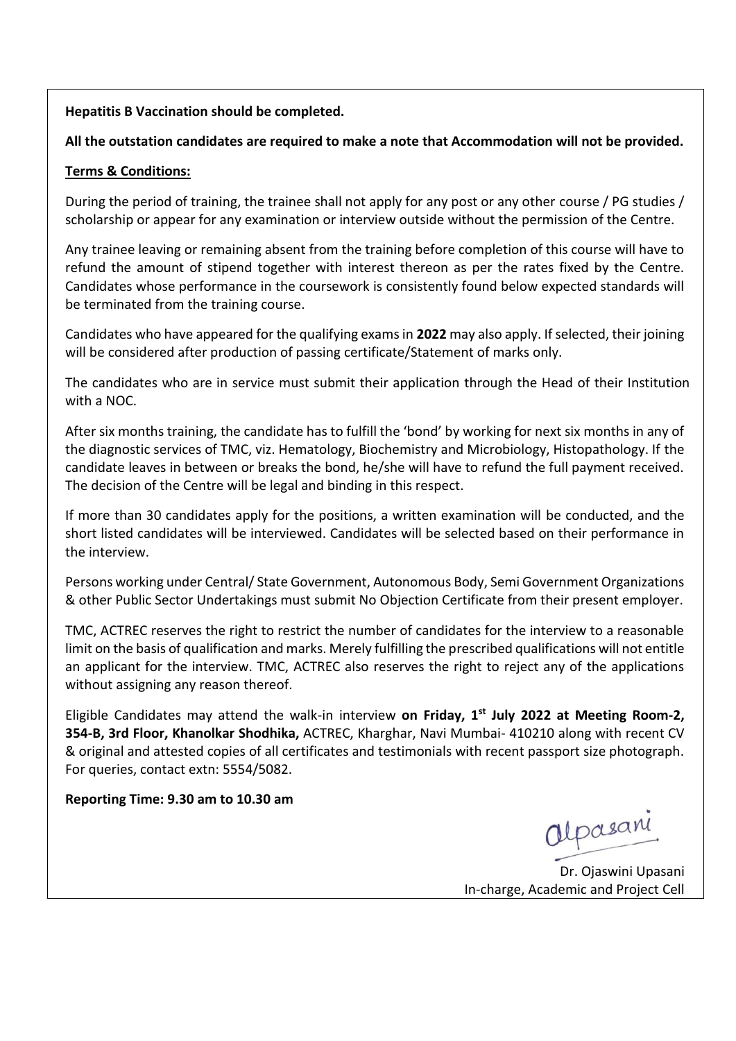**Hepatitis B Vaccination should be completed.**

**All the outstation candidates are required to make a note that Accommodation will not be provided.**

**Terms & Conditions:**

During the period of training, the trainee shall not apply for any post or any other course / PG studies / scholarship or appear for any examination or interview outside without the permission of the Centre.

Any trainee leaving or remaining absent from the training before completion of this course will have to refund the amount of stipend together with interest thereon as per the rates fixed by the Centre. Candidates whose performance in the coursework is consistently found below expected standards will be terminated from the training course.

Candidates who have appeared for the qualifying exams in **2022** may also apply. If selected, their joining will be considered after production of passing certificate/Statement of marks only.

The candidates who are in service must submit their application through the Head of their Institution with a NOC.

After six months training, the candidate has to fulfill the 'bond' by working for next six months in any of the diagnostic services of TMC, viz. Hematology, Biochemistry and Microbiology, Histopathology. If the candidate leaves in between or breaks the bond, he/she will have to refund the full payment received. The decision of the Centre will be legal and binding in this respect.

If more than 30 candidates apply for the positions, a written examination will be conducted, and the short listed candidates will be interviewed. Candidates will be selected based on their performance in the interview.

Persons working under Central/ State Government, Autonomous Body, Semi Government Organizations & other Public Sector Undertakings must submit No Objection Certificate from their present employer.

TMC, ACTREC reserves the right to restrict the number of candidates for the interview to a reasonable limit on the basis of qualification and marks. Merely fulfilling the prescribed qualifications will not entitle an applicant for the interview. TMC, ACTREC also reserves the right to reject any of the applications without assigning any reason thereof.

Eligible Candidates may attend the walk-in interview **on Friday, 1st July 2022 at Meeting Room-2, 354-B, 3rd Floor, Khanolkar Shodhika,** ACTREC, Kharghar, Navi Mumbai- 410210 along with recent CV & original and attested copies of all certificates and testimonials with recent passport size photograph. For queries, contact extn: 5554/5082.

**Reporting Time: 9.30 am to 10.30 am**

Dr. Ojaswini Upasani
In-charge, Academic and Project Cell